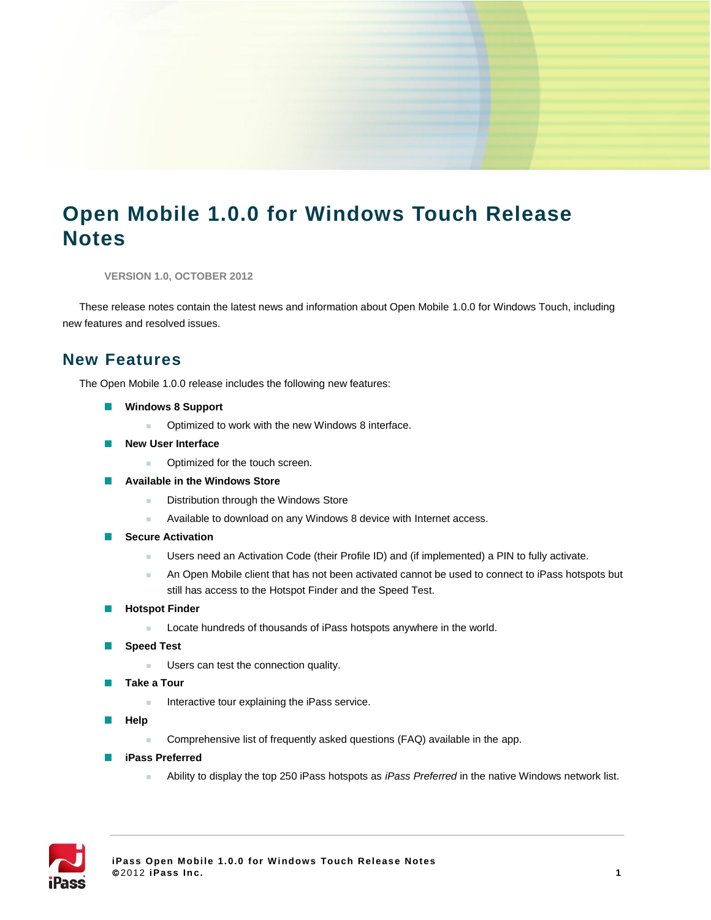# Open Mobile 1.0.0 for Windows Touch Release Notes

**VERSION 1.0, OCTOBER 2012**

These release notes contain the latest news and information about Open Mobile 1.0.0 for Windows Touch, including new features and resolved issues.

## New Features

The Open Mobile 1.0.0 release includes the following new features:

- **Windows 8 Support**
  - Optimized to work with the new Windows 8 interface.
- **New User Interface**
  - Optimized for the touch screen.
- **Available in the Windows Store**
  - Distribution through the Windows Store
  - Available to download on any Windows 8 device with Internet access.
- **Secure Activation**
  - Users need an Activation Code (their Profile ID) and (if implemented) a PIN to fully activate.
  - An Open Mobile client that has not been activated cannot be used to connect to iPass hotspots but still has access to the Hotspot Finder and the Speed Test.
- **Hotspot Finder**
  - Locate hundreds of thousands of iPass hotspots anywhere in the world.
- **Speed Test**
  - Users can test the connection quality.
- **Take a Tour**
  - Interactive tour explaining the iPass service.
- **Help**
  - Comprehensive list of frequently asked questions (FAQ) available in the app.
- **iPass Preferred**
  - Ability to display the top 250 iPass hotspots as *iPass Preferred* in the native Windows network list.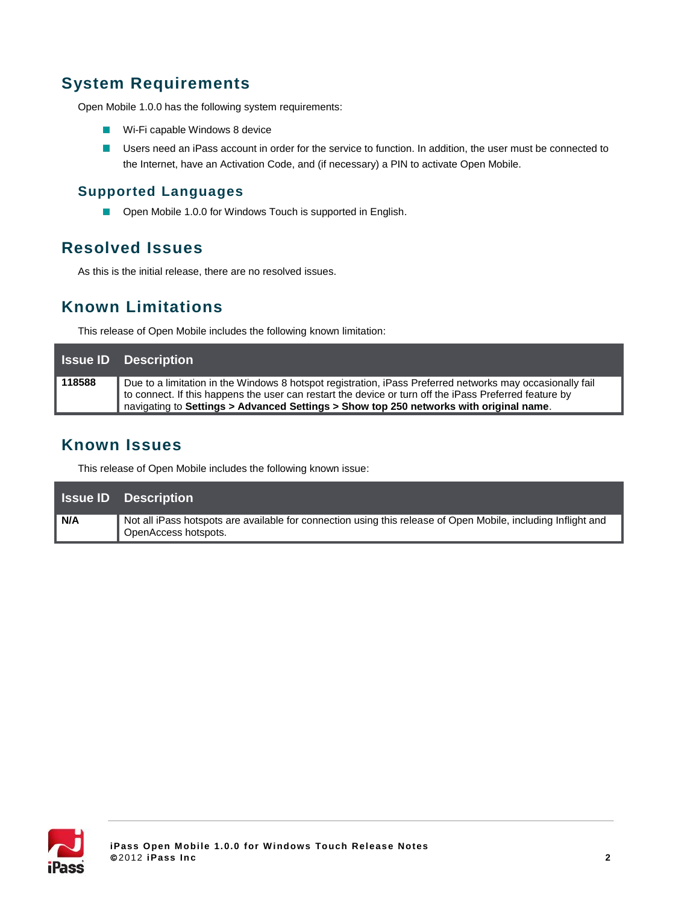## System Requirements

Open Mobile 1.0.0 has the following system requirements:

- Wi-Fi capable Windows 8 device
- Users need an iPass account in order for the service to function. In addition, the user must be connected to the Internet, have an Activation Code, and (if necessary) a PIN to activate Open Mobile.

### Supported Languages

- Open Mobile 1.0.0 for Windows Touch is supported in English.

## Resolved Issues

As this is the initial release, there are no resolved issues.

## Known Limitations

This release of Open Mobile includes the following known limitation:

| Issue ID | Description |
|---|---|
| **118588** | Due to a limitation in the Windows 8 hotspot registration, iPass Preferred networks may occasionally fail to connect. If this happens the user can restart the device or turn off the iPass Preferred feature by navigating to **Settings > Advanced Settings > Show top 250 networks with original name**. |

## Known Issues

This release of Open Mobile includes the following known issue:

| Issue ID | Description |
|---|---|
| **N/A** | Not all iPass hotspots are available for connection using this release of Open Mobile, including Inflight and OpenAccess hotspots. |